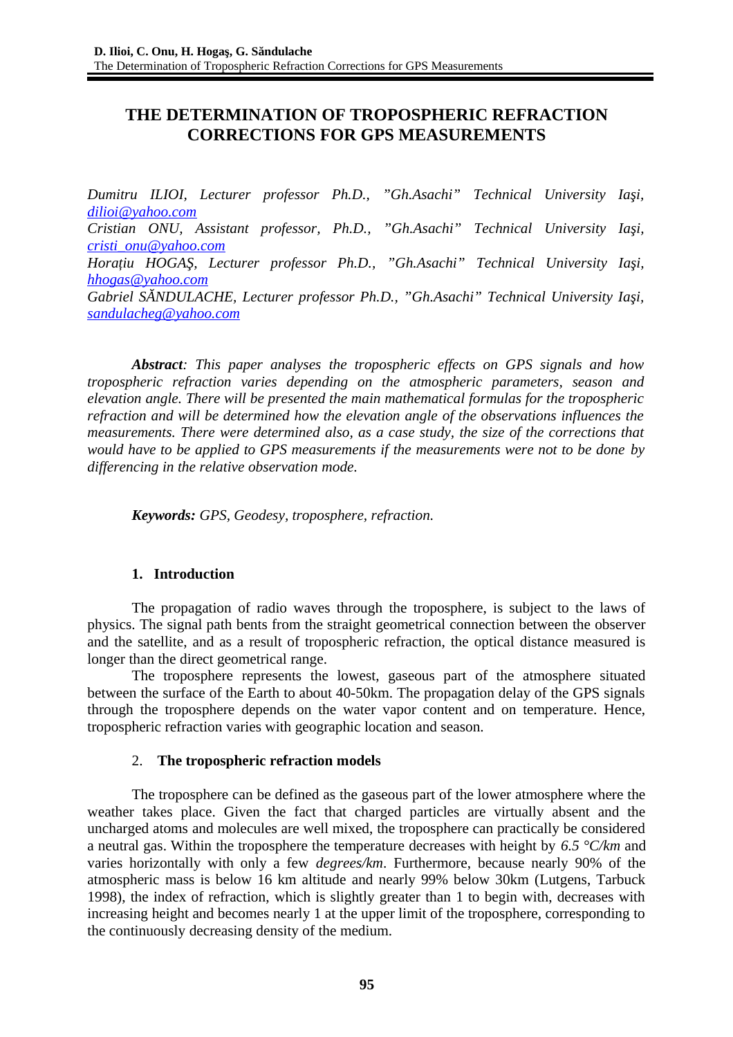# THE DETERMINATION OF TROPOSPHERIC REFRACTION CORRECTIONS FOR GPS MEASUREMENTS

*Dumitru ILIOI, Lecturer professor Ph.D., "Gh.Asachi" Technical University Iaşi, dilioi@yahoo.com*
*Cristian ONU, Assistant professor, Ph.D., "Gh.Asachi" Technical University Iaşi, cristi_onu@yahoo.com*
*Horațiu HOGAŞ, Lecturer professor Ph.D., "Gh.Asachi" Technical University Iaşi, hhogas@yahoo.com*
*Gabriel SĂNDULACHE, Lecturer professor Ph.D., "Gh.Asachi" Technical University Iaşi, sandulacheg@yahoo.com*

***Abstract**: This paper analyses the tropospheric effects on GPS signals and how tropospheric refraction varies depending on the atmospheric parameters, season and elevation angle. There will be presented the main mathematical formulas for the tropospheric refraction and will be determined how the elevation angle of the observations influences the measurements. There were determined also, as a case study, the size of the corrections that would have to be applied to GPS measurements if the measurements were not to be done by differencing in the relative observation mode.*

***Keywords:** GPS, Geodesy, troposphere, refraction.*

## 1. Introduction

The propagation of radio waves through the troposphere, is subject to the laws of physics. The signal path bents from the straight geometrical connection between the observer and the satellite, and as a result of tropospheric refraction, the optical distance measured is longer than the direct geometrical range.

The troposphere represents the lowest, gaseous part of the atmosphere situated between the surface of the Earth to about 40-50km. The propagation delay of the GPS signals through the troposphere depends on the water vapor content and on temperature. Hence, tropospheric refraction varies with geographic location and season.

## 2. The tropospheric refraction models

The troposphere can be defined as the gaseous part of the lower atmosphere where the weather takes place. Given the fact that charged particles are virtually absent and the uncharged atoms and molecules are well mixed, the troposphere can practically be considered a neutral gas. Within the troposphere the temperature decreases with height by *6.5 °C/km* and varies horizontally with only a few *degrees/km*. Furthermore, because nearly 90% of the atmospheric mass is below 16 km altitude and nearly 99% below 30km (Lutgens, Tarbuck 1998), the index of refraction, which is slightly greater than 1 to begin with, decreases with increasing height and becomes nearly 1 at the upper limit of the troposphere, corresponding to the continuously decreasing density of the medium.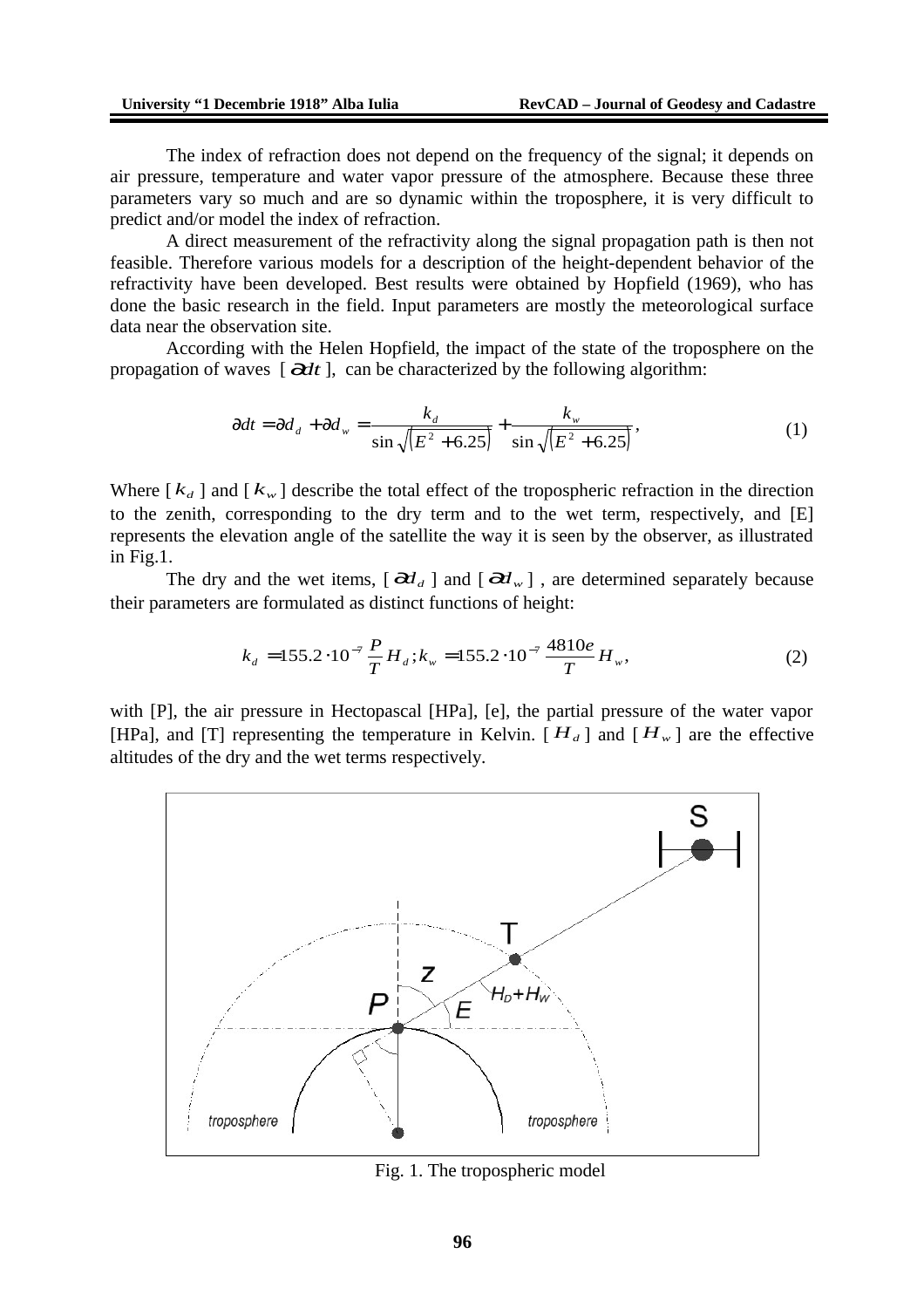The index of refraction does not depend on the frequency of the signal; it depends on air pressure, temperature and water vapor pressure of the atmosphere. Because these three parameters vary so much and are so dynamic within the troposphere, it is very difficult to predict and/or model the index of refraction.

A direct measurement of the refractivity along the signal propagation path is then not feasible. Therefore various models for a description of the height-dependent behavior of the refractivity have been developed. Best results were obtained by Hopfield (1969), who has done the basic research in the field. Input parameters are mostly the meteorological surface data near the observation site.

According with the Helen Hopfield, the impact of the state of the troposphere on the propagation of waves [ $\partial dt$ ], can be characterized by the following algorithm:

$$\partial dt = \partial d_d + \partial d_w = \frac{k_d}{\sin\sqrt{(E^2 + 6.25)}} + \frac{k_w}{\sin\sqrt{(E^2 + 6.25)}}, \tag{1}$$

Where [ $k_d$ ] and [ $k_w$ ] describe the total effect of the tropospheric refraction in the direction to the zenith, corresponding to the dry term and to the wet term, respectively, and [E] represents the elevation angle of the satellite the way it is seen by the observer, as illustrated in Fig.1.

The dry and the wet items, [ $\partial d_d$ ] and [ $\partial d_w$ ] , are determined separately because their parameters are formulated as distinct functions of height:

$$k_d = 155.2 \cdot 10^{-7} \frac{P}{T} H_d ; k_w = 155.2 \cdot 10^{-7} \frac{4810e}{T} H_w, \tag{2}$$

with [P], the air pressure in Hectopascal [HPa], [e], the partial pressure of the water vapor [HPa], and [T] representing the temperature in Kelvin. [ $H_d$ ] and [ $H_w$ ] are the effective altitudes of the dry and the wet terms respectively.

Fig. 1. The tropospheric model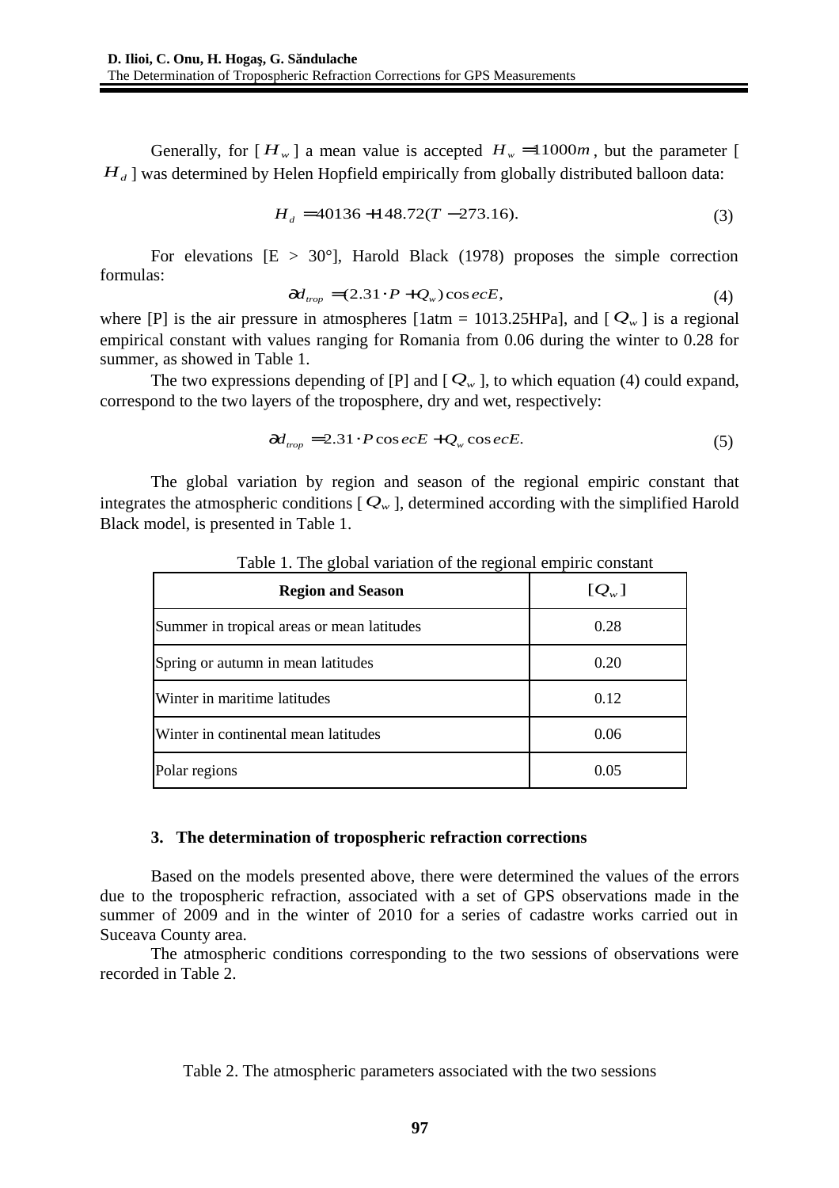Generally, for [ $H_w$ ] a mean value is accepted $H_w = 11000m$, but the parameter [ $H_d$ ] was determined by Helen Hopfield empirically from globally distributed balloon data:

$$H_d = 40136 + 148.72(T - 273.16). \tag{3}$$

For elevations [E > 30°], Harold Black (1978) proposes the simple correction formulas:

$$\partial d_{trop} = (2.31 \cdot P + Q_w)\cos ecE, \tag{4}$$

where [P] is the air pressure in atmospheres [1atm = 1013.25HPa], and [ $Q_w$ ] is a regional empirical constant with values ranging for Romania from 0.06 during the winter to 0.28 for summer, as showed in Table 1.

The two expressions depending of [P] and [ $Q_w$ ], to which equation (4) could expand, correspond to the two layers of the troposphere, dry and wet, respectively:

$$\partial d_{trop} = 2.31 \cdot P \cos ecE + Q_w \cos ecE. \tag{5}$$

The global variation by region and season of the regional empiric constant that integrates the atmospheric conditions [ $Q_w$ ], determined according with the simplified Harold Black model, is presented in Table 1.

Table 1. The global variation of the regional empiric constant

| Region and Season | $[Q_w]$ |
|---|---|
| Summer in tropical areas or mean latitudes | 0.28 |
| Spring or autumn in mean latitudes | 0.20 |
| Winter in maritime latitudes | 0.12 |
| Winter in continental mean latitudes | 0.06 |
| Polar regions | 0.05 |

### 3. The determination of tropospheric refraction corrections

Based on the models presented above, there were determined the values of the errors due to the tropospheric refraction, associated with a set of GPS observations made in the summer of 2009 and in the winter of 2010 for a series of cadastre works carried out in Suceava County area.

The atmospheric conditions corresponding to the two sessions of observations were recorded in Table 2.

Table 2. The atmospheric parameters associated with the two sessions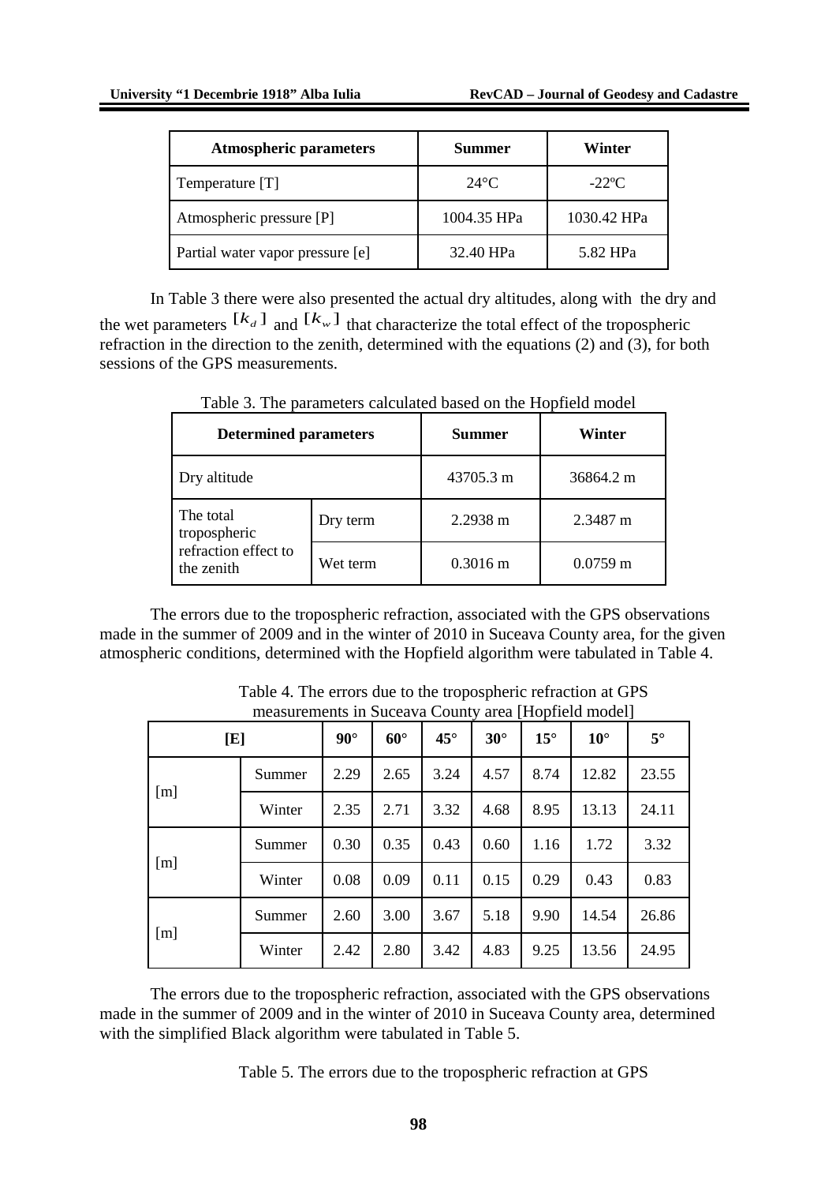| Atmospheric parameters | Summer | Winter |
| --- | --- | --- |
| Temperature [T] | 24°C | -22ºC |
| Atmospheric pressure [P] | 1004.35 HPa | 1030.42 HPa |
| Partial water vapor pressure [e] | 32.40 HPa | 5.82 HPa |

In Table 3 there were also presented the actual dry altitudes, along with the dry and the wet parameters $[k_d]$ and $[k_w]$ that characterize the total effect of the tropospheric refraction in the direction to the zenith, determined with the equations (2) and (3), for both sessions of the GPS measurements.

Table 3. The parameters calculated based on the Hopfield model

| Determined parameters | | Summer | Winter |
| --- | --- | --- | --- |
| Dry altitude | | 43705.3 m | 36864.2 m |
| The total tropospheric refraction effect to the zenith | Dry term | 2.2938 m | 2.3487 m |
| | Wet term | 0.3016 m | 0.0759 m |

The errors due to the tropospheric refraction, associated with the GPS observations made in the summer of 2009 and in the winter of 2010 in Suceava County area, for the given atmospheric conditions, determined with the Hopfield algorithm were tabulated in Table 4.

Table 4. The errors due to the tropospheric refraction at GPS measurements in Suceava County area [Hopfield model]

| [E] | | 90° | 60° | 45° | 30° | 15° | 10° | 5° |
| --- | --- | --- | --- | --- | --- | --- | --- | --- |
| [m] | Summer | 2.29 | 2.65 | 3.24 | 4.57 | 8.74 | 12.82 | 23.55 |
| | Winter | 2.35 | 2.71 | 3.32 | 4.68 | 8.95 | 13.13 | 24.11 |
| [m] | Summer | 0.30 | 0.35 | 0.43 | 0.60 | 1.16 | 1.72 | 3.32 |
| | Winter | 0.08 | 0.09 | 0.11 | 0.15 | 0.29 | 0.43 | 0.83 |
| [m] | Summer | 2.60 | 3.00 | 3.67 | 5.18 | 9.90 | 14.54 | 26.86 |
| | Winter | 2.42 | 2.80 | 3.42 | 4.83 | 9.25 | 13.56 | 24.95 |

The errors due to the tropospheric refraction, associated with the GPS observations made in the summer of 2009 and in the winter of 2010 in Suceava County area, determined with the simplified Black algorithm were tabulated in Table 5.

Table 5. The errors due to the tropospheric refraction at GPS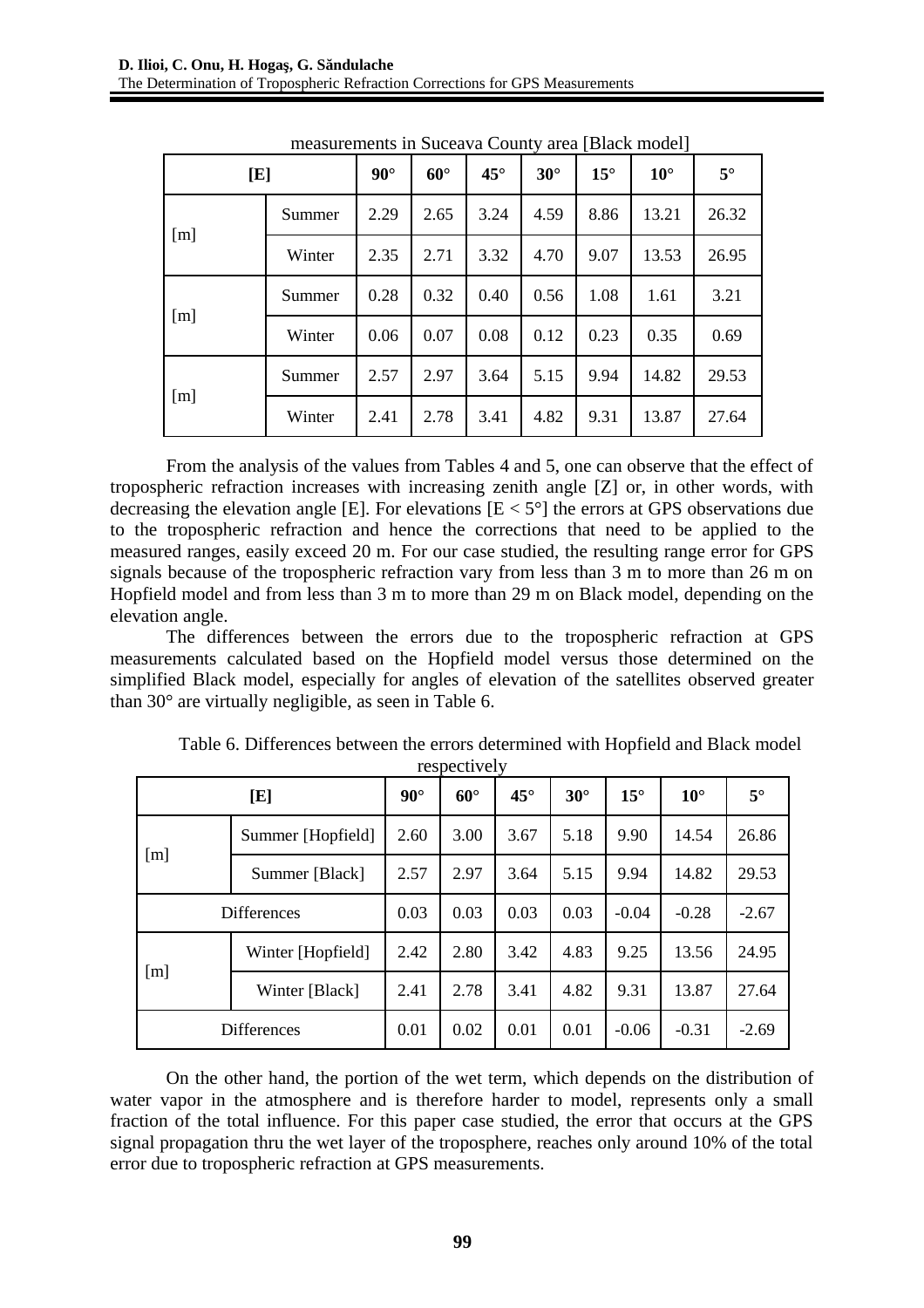measurements in Suceava County area [Black model]

| [E] | | 90° | 60° | 45° | 30° | 15° | 10° | 5° |
|---|---|---|---|---|---|---|---|---|
| [m] | Summer | 2.29 | 2.65 | 3.24 | 4.59 | 8.86 | 13.21 | 26.32 |
| | Winter | 2.35 | 2.71 | 3.32 | 4.70 | 9.07 | 13.53 | 26.95 |
| [m] | Summer | 0.28 | 0.32 | 0.40 | 0.56 | 1.08 | 1.61 | 3.21 |
| | Winter | 0.06 | 0.07 | 0.08 | 0.12 | 0.23 | 0.35 | 0.69 |
| [m] | Summer | 2.57 | 2.97 | 3.64 | 5.15 | 9.94 | 14.82 | 29.53 |
| | Winter | 2.41 | 2.78 | 3.41 | 4.82 | 9.31 | 13.87 | 27.64 |

From the analysis of the values from Tables 4 and 5, one can observe that the effect of tropospheric refraction increases with increasing zenith angle [Z] or, in other words, with decreasing the elevation angle [E]. For elevations [E < 5°] the errors at GPS observations due to the tropospheric refraction and hence the corrections that need to be applied to the measured ranges, easily exceed 20 m. For our case studied, the resulting range error for GPS signals because of the tropospheric refraction vary from less than 3 m to more than 26 m on Hopfield model and from less than 3 m to more than 29 m on Black model, depending on the elevation angle.

The differences between the errors due to the tropospheric refraction at GPS measurements calculated based on the Hopfield model versus those determined on the simplified Black model, especially for angles of elevation of the satellites observed greater than 30° are virtually negligible, as seen in Table 6.

Table 6. Differences between the errors determined with Hopfield and Black model respectively

| [E] | | 90° | 60° | 45° | 30° | 15° | 10° | 5° |
|---|---|---|---|---|---|---|---|---|
| [m] | Summer [Hopfield] | 2.60 | 3.00 | 3.67 | 5.18 | 9.90 | 14.54 | 26.86 |
| | Summer [Black] | 2.57 | 2.97 | 3.64 | 5.15 | 9.94 | 14.82 | 29.53 |
| Differences | | 0.03 | 0.03 | 0.03 | 0.03 | -0.04 | -0.28 | -2.67 |
| [m] | Winter [Hopfield] | 2.42 | 2.80 | 3.42 | 4.83 | 9.25 | 13.56 | 24.95 |
| | Winter [Black] | 2.41 | 2.78 | 3.41 | 4.82 | 9.31 | 13.87 | 27.64 |
| Differences | | 0.01 | 0.02 | 0.01 | 0.01 | -0.06 | -0.31 | -2.69 |

On the other hand, the portion of the wet term, which depends on the distribution of water vapor in the atmosphere and is therefore harder to model, represents only a small fraction of the total influence. For this paper case studied, the error that occurs at the GPS signal propagation thru the wet layer of the troposphere, reaches only around 10% of the total error due to tropospheric refraction at GPS measurements.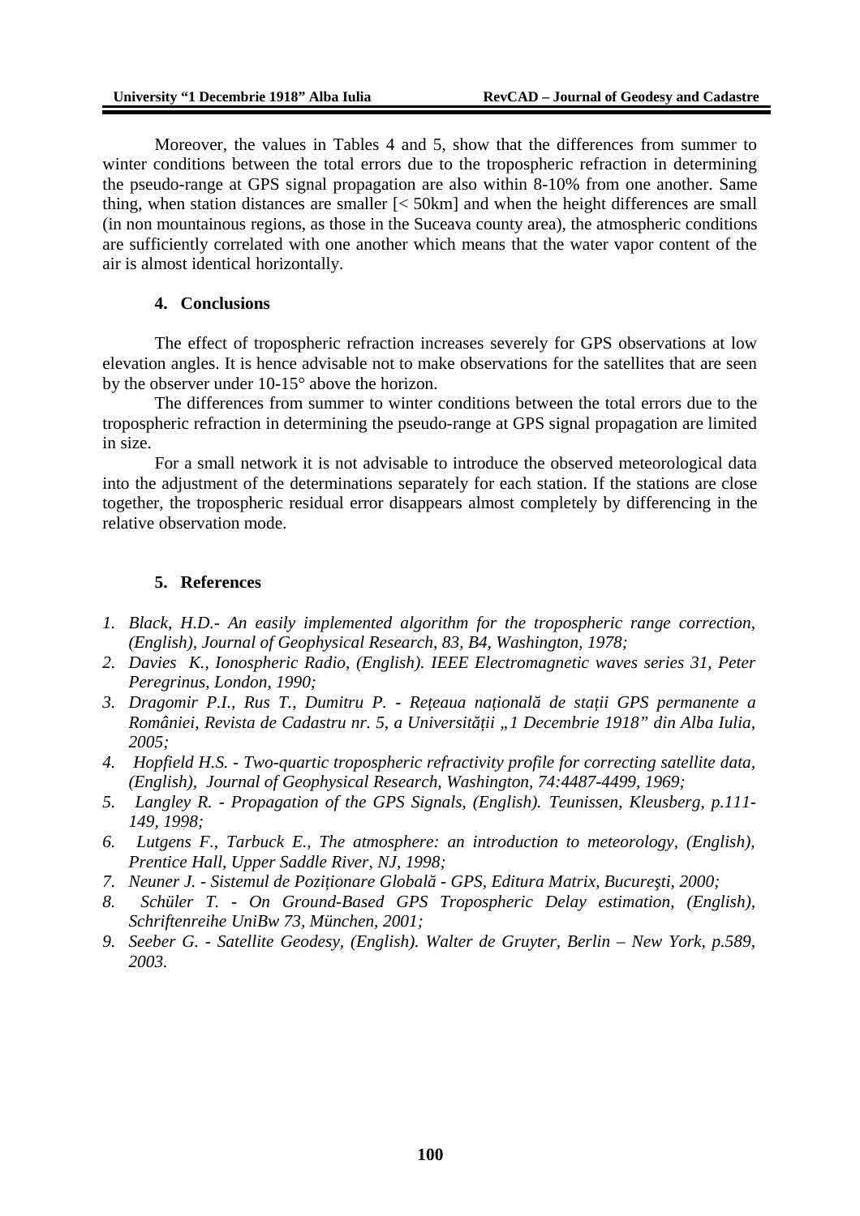Moreover, the values in Tables 4 and 5, show that the differences from summer to winter conditions between the total errors due to the tropospheric refraction in determining the pseudo-range at GPS signal propagation are also within 8-10% from one another. Same thing, when station distances are smaller [< 50km] and when the height differences are small (in non mountainous regions, as those in the Suceava county area), the atmospheric conditions are sufficiently correlated with one another which means that the water vapor content of the air is almost identical horizontally.

## 4. Conclusions

The effect of tropospheric refraction increases severely for GPS observations at low elevation angles. It is hence advisable not to make observations for the satellites that are seen by the observer under 10-15° above the horizon.

The differences from summer to winter conditions between the total errors due to the tropospheric refraction in determining the pseudo-range at GPS signal propagation are limited in size.

For a small network it is not advisable to introduce the observed meteorological data into the adjustment of the determinations separately for each station. If the stations are close together, the tropospheric residual error disappears almost completely by differencing in the relative observation mode.

## 5. References

1. *Black, H.D.- An easily implemented algorithm for the tropospheric range correction, (English), Journal of Geophysical Research, 83, B4, Washington, 1978;*
2. *Davies K., Ionospheric Radio, (English). IEEE Electromagnetic waves series 31, Peter Peregrinus, London, 1990;*
3. *Dragomir P.I., Rus T., Dumitru P. - Rețeaua națională de stații GPS permanente a României, Revista de Cadastru nr. 5, a Universității „1 Decembrie 1918" din Alba Iulia, 2005;*
4. *Hopfield H.S. - Two-quartic tropospheric refractivity profile for correcting satellite data, (English), Journal of Geophysical Research, Washington, 74:4487-4499, 1969;*
5. *Langley R. - Propagation of the GPS Signals, (English). Teunissen, Kleusberg, p.111-149, 1998;*
6. *Lutgens F., Tarbuck E., The atmosphere: an introduction to meteorology, (English), Prentice Hall, Upper Saddle River, NJ, 1998;*
7. *Neuner J. - Sistemul de Poziționare Globală - GPS, Editura Matrix, Bucureşti, 2000;*
8. *Schüler T. - On Ground-Based GPS Tropospheric Delay estimation, (English), Schriftenreihe UniBw 73, München, 2001;*
9. *Seeber G. - Satellite Geodesy, (English). Walter de Gruyter, Berlin – New York, p.589, 2003.*